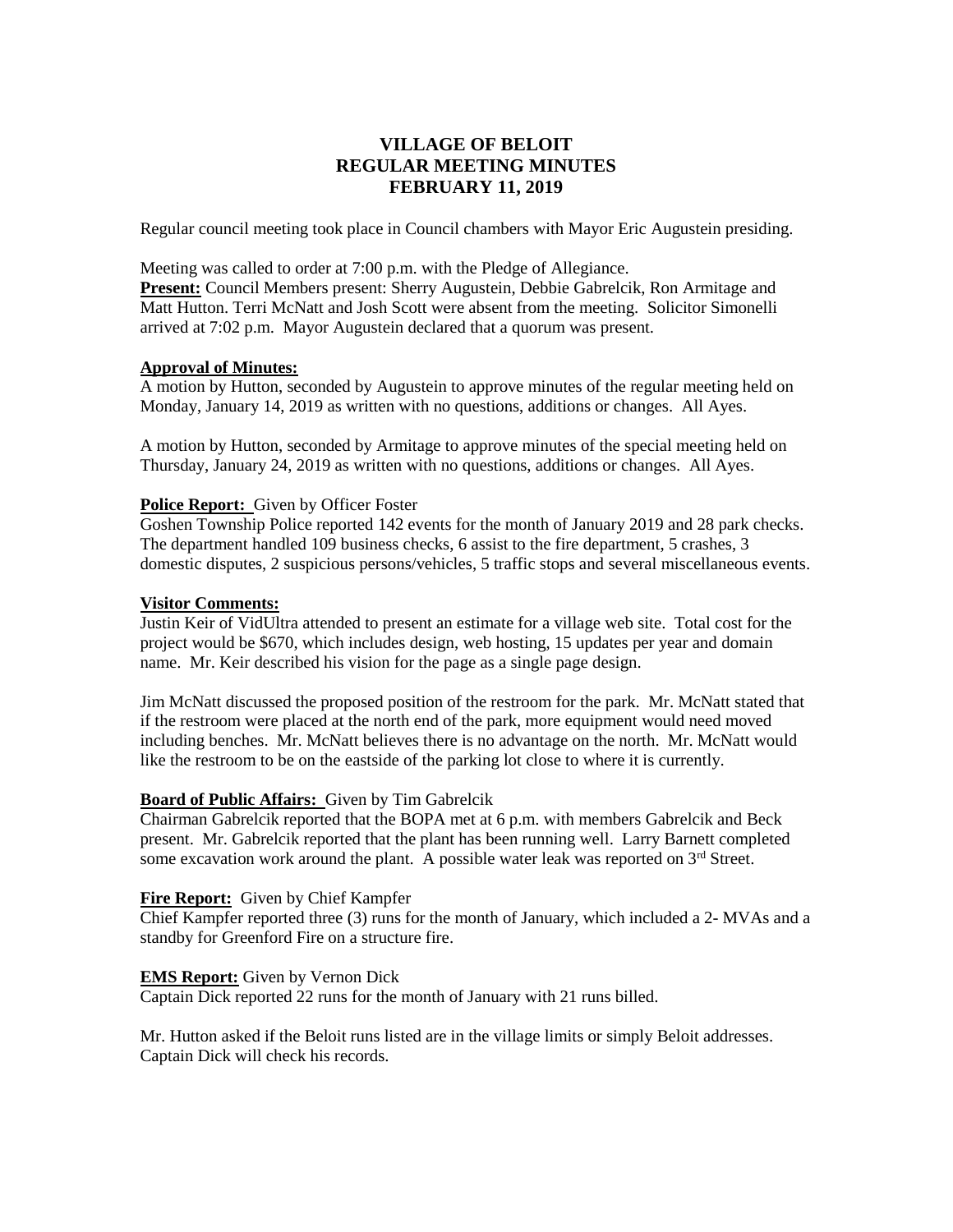# VILLAGE OF BELOIT
## REGULAR MEETING MINUTES
## FEBRUARY 11, 2019

Regular council meeting took place in Council chambers with Mayor Eric Augustein presiding.

Meeting was called to order at 7:00 p.m. with the Pledge of Allegiance.
**Present:** Council Members present: Sherry Augustein, Debbie Gabrelcik, Ron Armitage and Matt Hutton. Terri McNatt and Josh Scott were absent from the meeting. Solicitor Simonelli arrived at 7:02 p.m. Mayor Augustein declared that a quorum was present.

**Approval of Minutes:**
A motion by Hutton, seconded by Augustein to approve minutes of the regular meeting held on Monday, January 14, 2019 as written with no questions, additions or changes. All Ayes.

A motion by Hutton, seconded by Armitage to approve minutes of the special meeting held on Thursday, January 24, 2019 as written with no questions, additions or changes. All Ayes.

**Police Report:** Given by Officer Foster
Goshen Township Police reported 142 events for the month of January 2019 and 28 park checks. The department handled 109 business checks, 6 assist to the fire department, 5 crashes, 3 domestic disputes, 2 suspicious persons/vehicles, 5 traffic stops and several miscellaneous events.

**Visitor Comments:**
Justin Keir of VidUltra attended to present an estimate for a village web site. Total cost for the project would be $670, which includes design, web hosting, 15 updates per year and domain name. Mr. Keir described his vision for the page as a single page design.

Jim McNatt discussed the proposed position of the restroom for the park. Mr. McNatt stated that if the restroom were placed at the north end of the park, more equipment would need moved including benches. Mr. McNatt believes there is no advantage on the north. Mr. McNatt would like the restroom to be on the eastside of the parking lot close to where it is currently.

**Board of Public Affairs:** Given by Tim Gabrelcik
Chairman Gabrelcik reported that the BOPA met at 6 p.m. with members Gabrelcik and Beck present. Mr. Gabrelcik reported that the plant has been running well. Larry Barnett completed some excavation work around the plant. A possible water leak was reported on 3rd Street.

**Fire Report:** Given by Chief Kampfer
Chief Kampfer reported three (3) runs for the month of January, which included a 2- MVAs and a standby for Greenford Fire on a structure fire.

**EMS Report:** Given by Vernon Dick
Captain Dick reported 22 runs for the month of January with 21 runs billed.

Mr. Hutton asked if the Beloit runs listed are in the village limits or simply Beloit addresses. Captain Dick will check his records.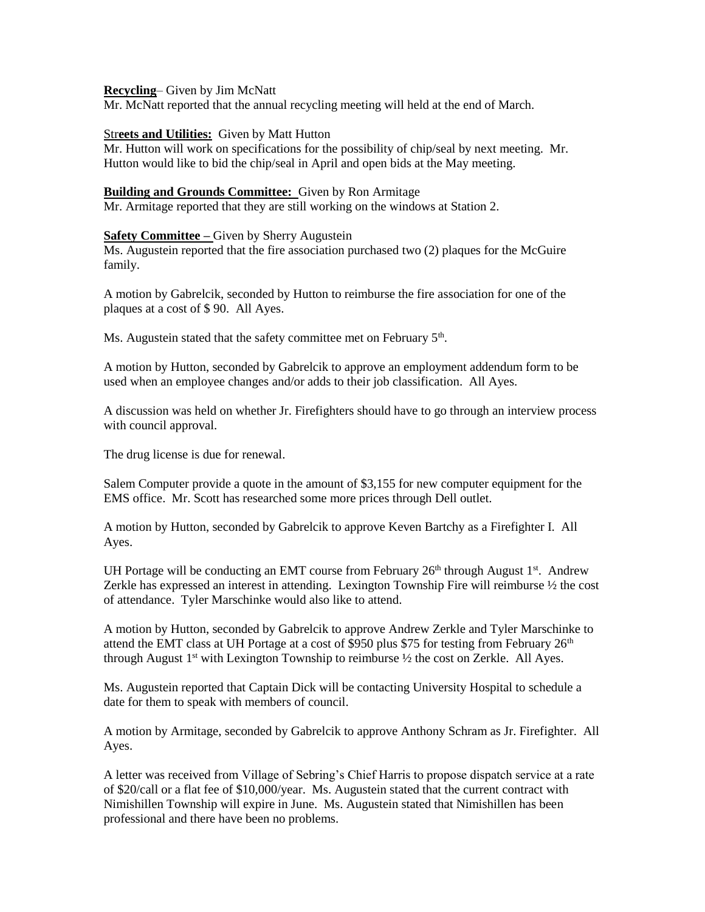**Recycling**– Given by Jim McNatt

Mr. McNatt reported that the annual recycling meeting will held at the end of March.

**Streets and Utilities:** Given by Matt Hutton

Mr. Hutton will work on specifications for the possibility of chip/seal by next meeting. Mr. Hutton would like to bid the chip/seal in April and open bids at the May meeting.

**Building and Grounds Committee:** Given by Ron Armitage

Mr. Armitage reported that they are still working on the windows at Station 2.

**Safety Committee –** Given by Sherry Augustein

Ms. Augustein reported that the fire association purchased two (2) plaques for the McGuire family.

A motion by Gabrelcik, seconded by Hutton to reimburse the fire association for one of the plaques at a cost of $ 90. All Ayes.

Ms. Augustein stated that the safety committee met on February 5th.

A motion by Hutton, seconded by Gabrelcik to approve an employment addendum form to be used when an employee changes and/or adds to their job classification. All Ayes.

A discussion was held on whether Jr. Firefighters should have to go through an interview process with council approval.

The drug license is due for renewal.

Salem Computer provide a quote in the amount of $3,155 for new computer equipment for the EMS office. Mr. Scott has researched some more prices through Dell outlet.

A motion by Hutton, seconded by Gabrelcik to approve Keven Bartchy as a Firefighter I. All Ayes.

UH Portage will be conducting an EMT course from February 26th through August 1st. Andrew Zerkle has expressed an interest in attending. Lexington Township Fire will reimburse ½ the cost of attendance. Tyler Marschinke would also like to attend.

A motion by Hutton, seconded by Gabrelcik to approve Andrew Zerkle and Tyler Marschinke to attend the EMT class at UH Portage at a cost of $950 plus $75 for testing from February 26th through August 1st with Lexington Township to reimburse ½ the cost on Zerkle. All Ayes.

Ms. Augustein reported that Captain Dick will be contacting University Hospital to schedule a date for them to speak with members of council.

A motion by Armitage, seconded by Gabrelcik to approve Anthony Schram as Jr. Firefighter. All Ayes.

A letter was received from Village of Sebring's Chief Harris to propose dispatch service at a rate of $20/call or a flat fee of $10,000/year. Ms. Augustein stated that the current contract with Nimishillen Township will expire in June. Ms. Augustein stated that Nimishillen has been professional and there have been no problems.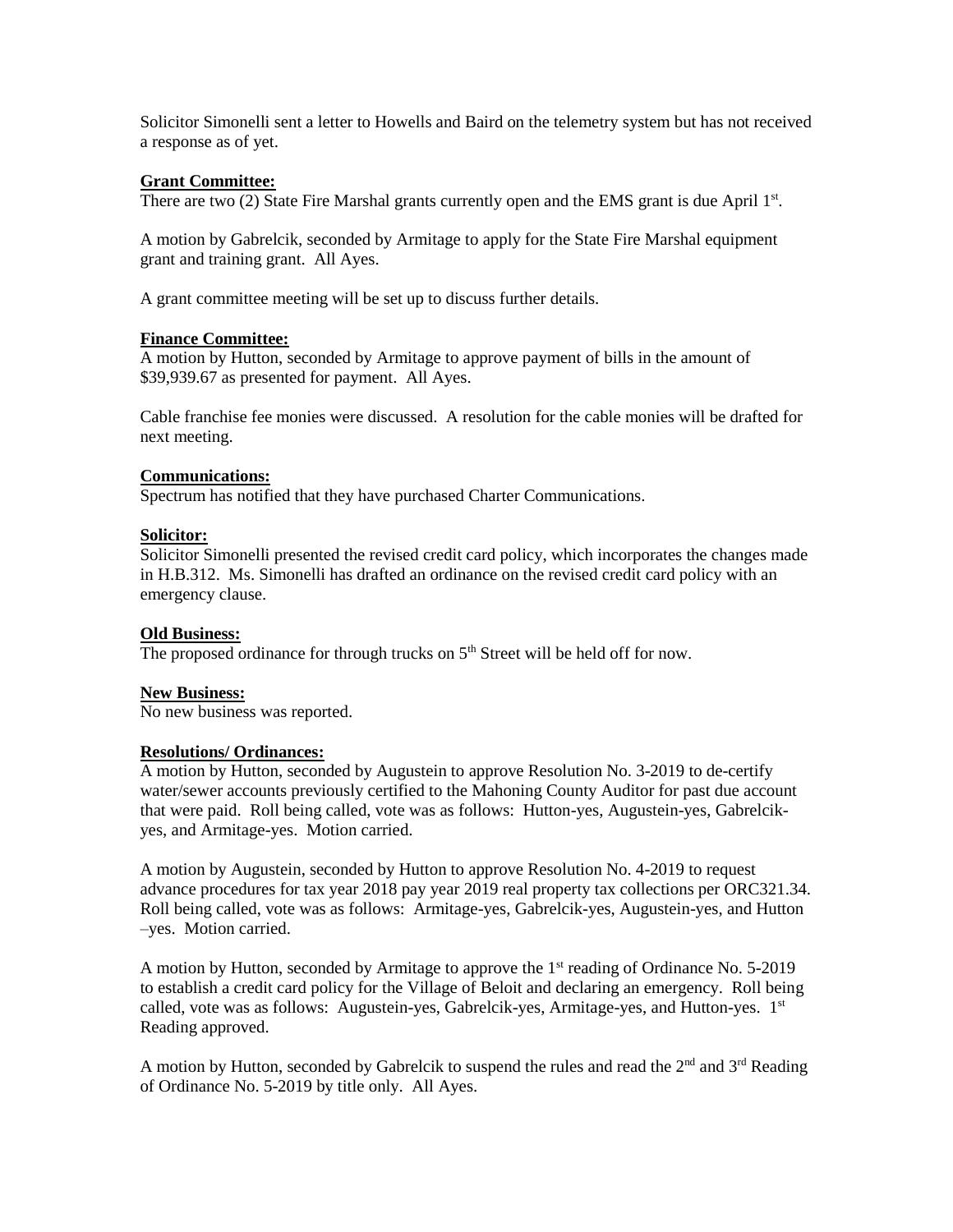Solicitor Simonelli sent a letter to Howells and Baird on the telemetry system but has not received a response as of yet.

**Grant Committee:**

There are two (2) State Fire Marshal grants currently open and the EMS grant is due April 1st.

A motion by Gabrelcik, seconded by Armitage to apply for the State Fire Marshal equipment grant and training grant. All Ayes.

A grant committee meeting will be set up to discuss further details.

**Finance Committee:**

A motion by Hutton, seconded by Armitage to approve payment of bills in the amount of $39,939.67 as presented for payment. All Ayes.

Cable franchise fee monies were discussed. A resolution for the cable monies will be drafted for next meeting.

**Communications:**

Spectrum has notified that they have purchased Charter Communications.

**Solicitor:**

Solicitor Simonelli presented the revised credit card policy, which incorporates the changes made in H.B.312. Ms. Simonelli has drafted an ordinance on the revised credit card policy with an emergency clause.

**Old Business:**

The proposed ordinance for through trucks on 5th Street will be held off for now.

**New Business:**

No new business was reported.

**Resolutions/ Ordinances:**

A motion by Hutton, seconded by Augustein to approve Resolution No. 3-2019 to de-certify water/sewer accounts previously certified to the Mahoning County Auditor for past due account that were paid. Roll being called, vote was as follows: Hutton-yes, Augustein-yes, Gabrelcik-yes, and Armitage-yes. Motion carried.

A motion by Augustein, seconded by Hutton to approve Resolution No. 4-2019 to request advance procedures for tax year 2018 pay year 2019 real property tax collections per ORC321.34. Roll being called, vote was as follows: Armitage-yes, Gabrelcik-yes, Augustein-yes, and Hutton –yes. Motion carried.

A motion by Hutton, seconded by Armitage to approve the 1st reading of Ordinance No. 5-2019 to establish a credit card policy for the Village of Beloit and declaring an emergency. Roll being called, vote was as follows: Augustein-yes, Gabrelcik-yes, Armitage-yes, and Hutton-yes. 1st Reading approved.

A motion by Hutton, seconded by Gabrelcik to suspend the rules and read the 2nd and 3rd Reading of Ordinance No. 5-2019 by title only. All Ayes.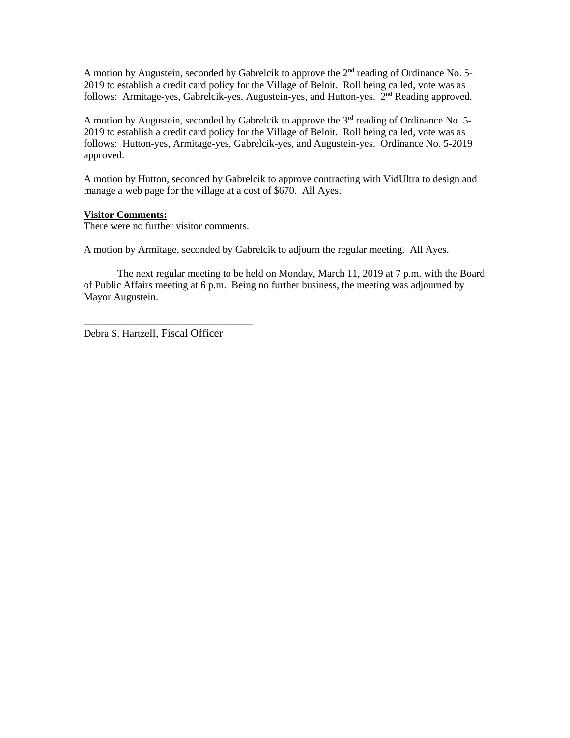A motion by Augustein, seconded by Gabrelcik to approve the 2nd reading of Ordinance No. 5-2019 to establish a credit card policy for the Village of Beloit. Roll being called, vote was as follows: Armitage-yes, Gabrelcik-yes, Augustein-yes, and Hutton-yes. 2nd Reading approved.

A motion by Augustein, seconded by Gabrelcik to approve the 3rd reading of Ordinance No. 5-2019 to establish a credit card policy for the Village of Beloit. Roll being called, vote was as follows: Hutton-yes, Armitage-yes, Gabrelcik-yes, and Augustein-yes. Ordinance No. 5-2019 approved.

A motion by Hutton, seconded by Gabrelcik to approve contracting with VidUltra to design and manage a web page for the village at a cost of $670. All Ayes.

**Visitor Comments:**

There were no further visitor comments.

A motion by Armitage, seconded by Gabrelcik to adjourn the regular meeting. All Ayes.

The next regular meeting to be held on Monday, March 11, 2019 at 7 p.m. with the Board of Public Affairs meeting at 6 p.m. Being no further business, the meeting was adjourned by Mayor Augustein.

\_\_\_\_\_\_\_\_\_\_\_\_\_\_\_\_\_\_\_\_\_\_\_\_\_\_\_\_\_\_\_\_

Debra S. Hartzell, Fiscal Officer